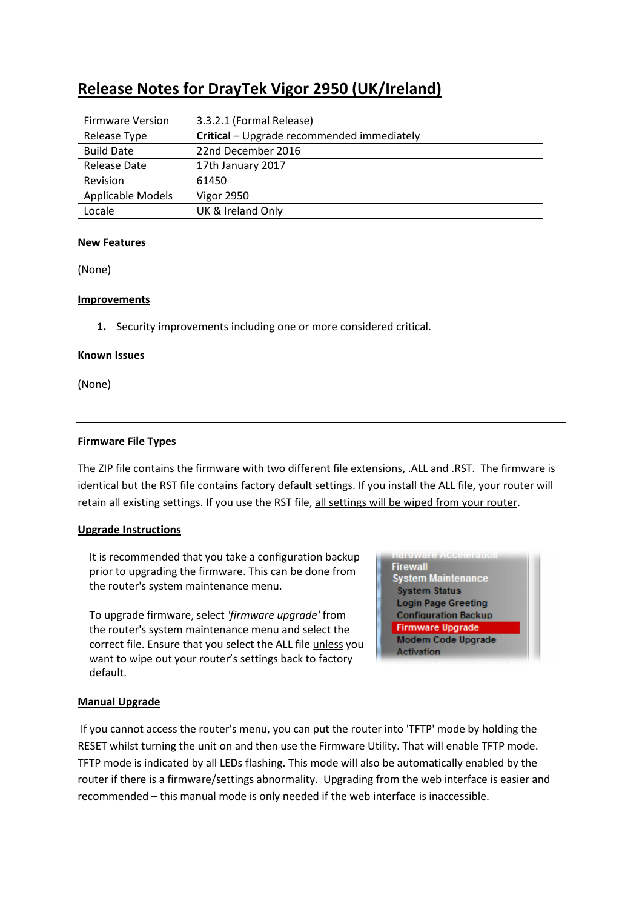# Release Notes for DrayTek Vigor 2950 (UK/Ireland)

| Firmware Version | 3.3.2.1 (Formal Release) |
|---|---|
| Release Type | **Critical** – Upgrade recommended immediately |
| Build Date | 22nd December 2016 |
| Release Date | 17th January 2017 |
| Revision | 61450 |
| Applicable Models | Vigor 2950 |
| Locale | UK & Ireland Only |

## New Features

(None)

## Improvements

1. Security improvements including one or more considered critical.

## Known Issues

(None)

---

## Firmware File Types

The ZIP file contains the firmware with two different file extensions, .ALL and .RST. The firmware is identical but the RST file contains factory default settings. If you install the ALL file, your router will retain all existing settings. If you use the RST file, all settings will be wiped from your router.

## Upgrade Instructions

It is recommended that you take a configuration backup prior to upgrading the firmware. This can be done from the router's system maintenance menu.

To upgrade firmware, select *'firmware upgrade'* from the router's system maintenance menu and select the correct file. Ensure that you select the ALL file unless you want to wipe out your router's settings back to factory default.

## Manual Upgrade

If you cannot access the router's menu, you can put the router into 'TFTP' mode by holding the RESET whilst turning the unit on and then use the Firmware Utility. That will enable TFTP mode. TFTP mode is indicated by all LEDs flashing. This mode will also be automatically enabled by the router if there is a firmware/settings abnormality. Upgrading from the web interface is easier and recommended – this manual mode is only needed if the web interface is inaccessible.

---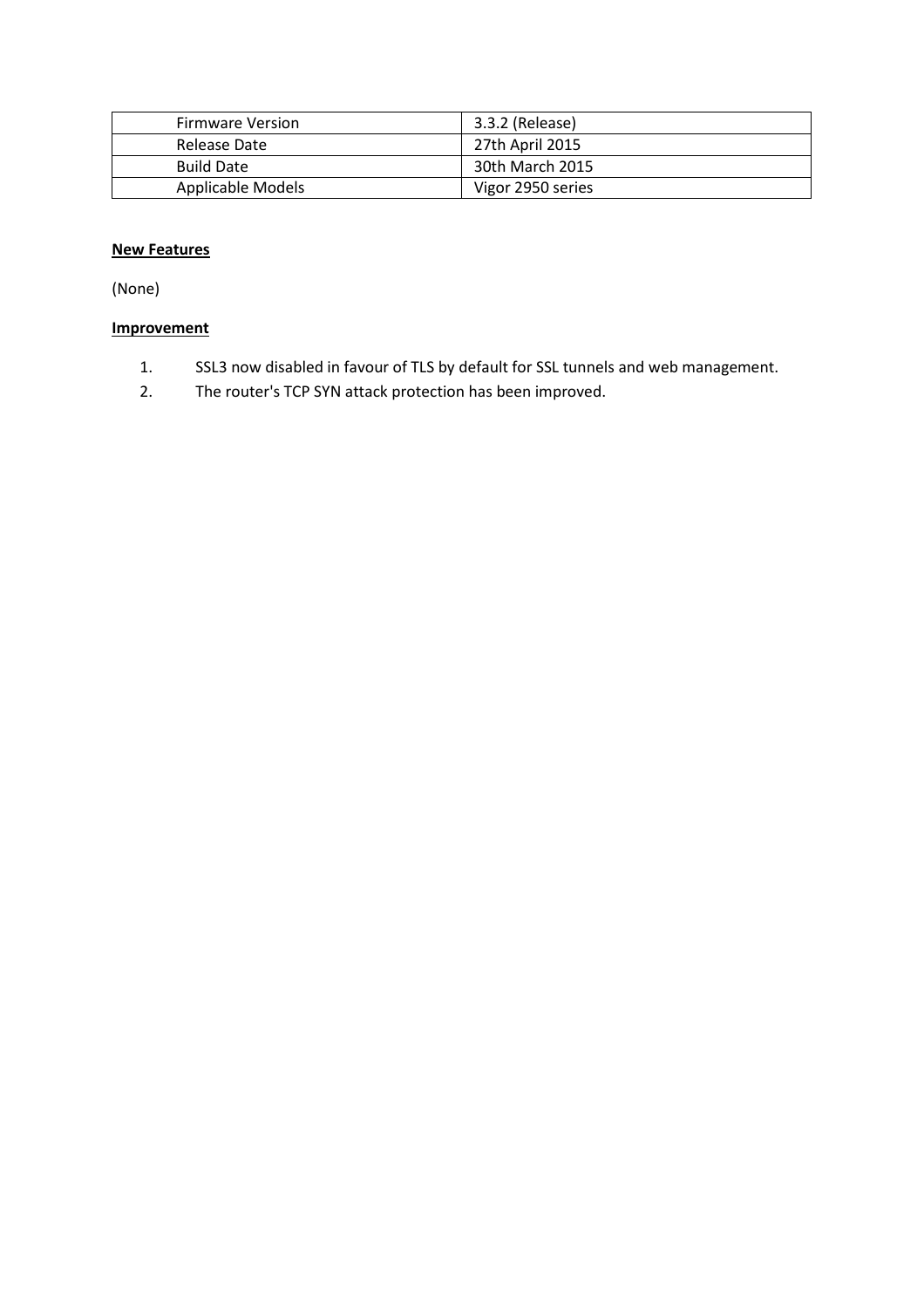| Firmware Version | 3.3.2 (Release) |
|---|---|
| Release Date | 27th April 2015 |
| Build Date | 30th March 2015 |
| Applicable Models | Vigor 2950 series |

**New Features**

(None)

**Improvement**

1. SSL3 now disabled in favour of TLS by default for SSL tunnels and web management.
2. The router's TCP SYN attack protection has been improved.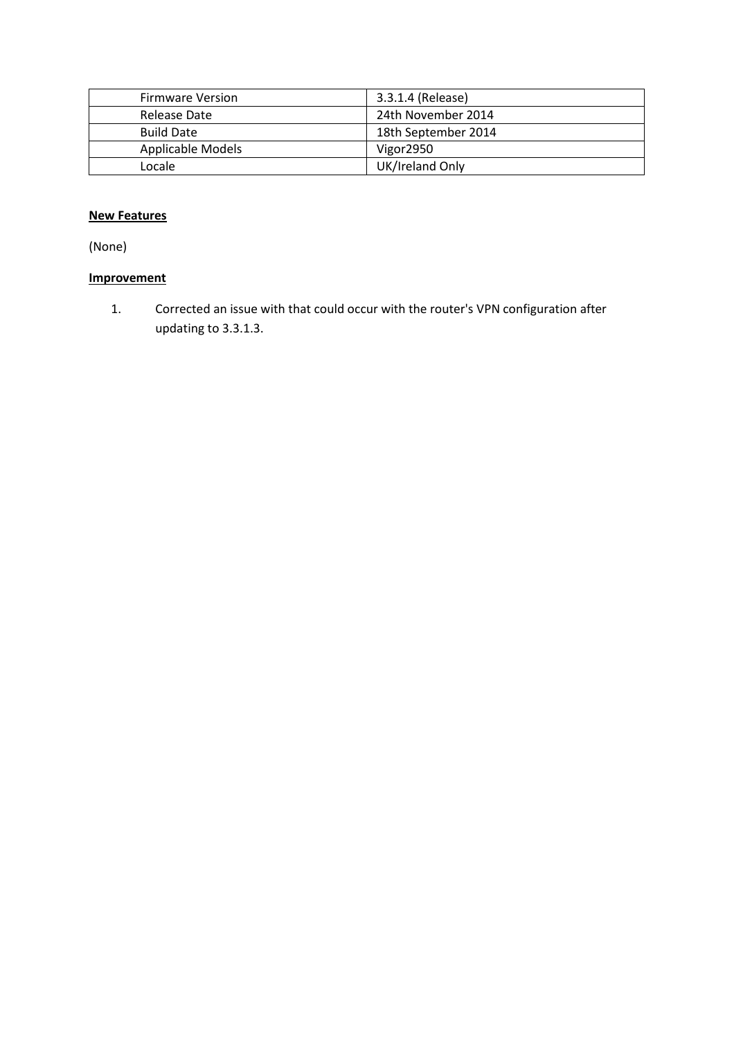| Firmware Version | 3.3.1.4 (Release) |
|---|---|
| Release Date | 24th November 2014 |
| Build Date | 18th September 2014 |
| Applicable Models | Vigor2950 |
| Locale | UK/Ireland Only |

**New Features**

(None)

**Improvement**

1. Corrected an issue with that could occur with the router's VPN configuration after updating to 3.3.1.3.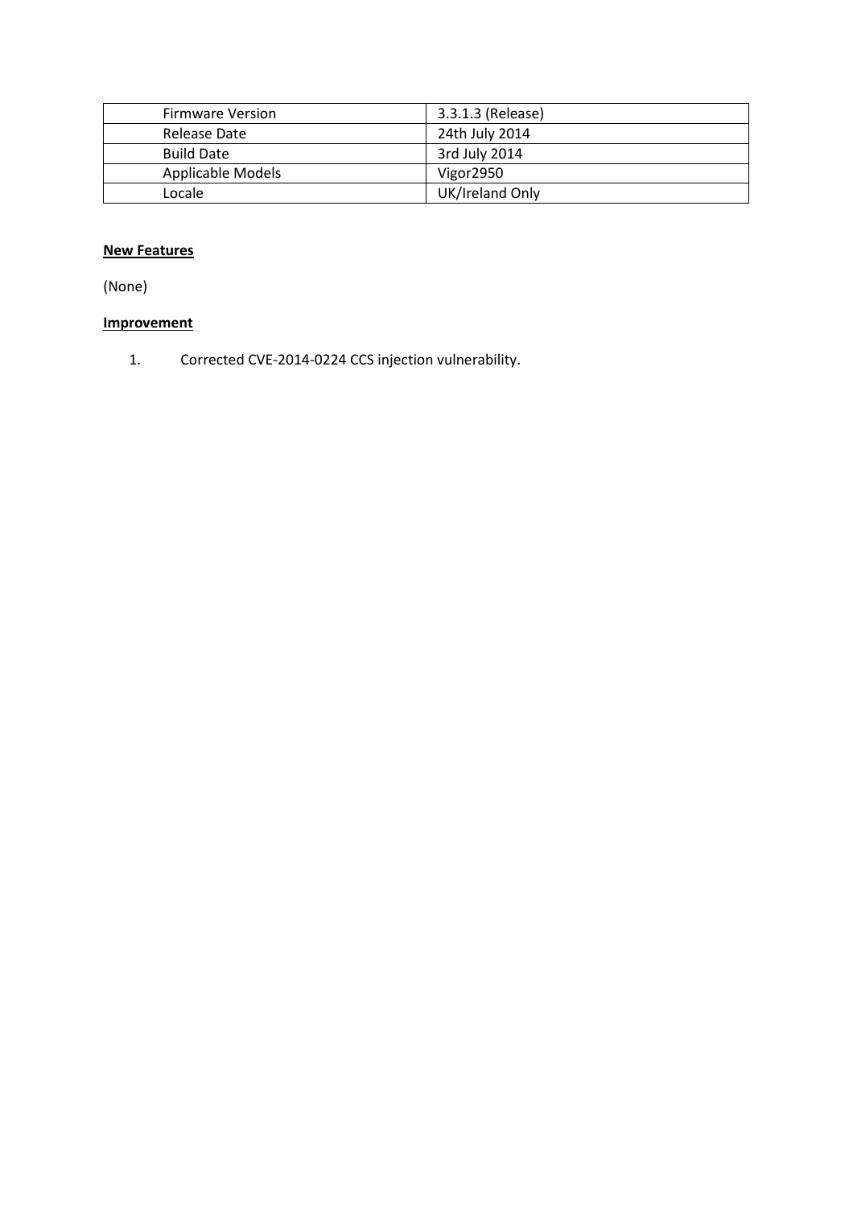| Firmware Version | 3.3.1.3 (Release) |
|---|---|
| Release Date | 24th July 2014 |
| Build Date | 3rd July 2014 |
| Applicable Models | Vigor2950 |
| Locale | UK/Ireland Only |

**New Features**

(None)

**Improvement**

1. Corrected CVE-2014-0224 CCS injection vulnerability.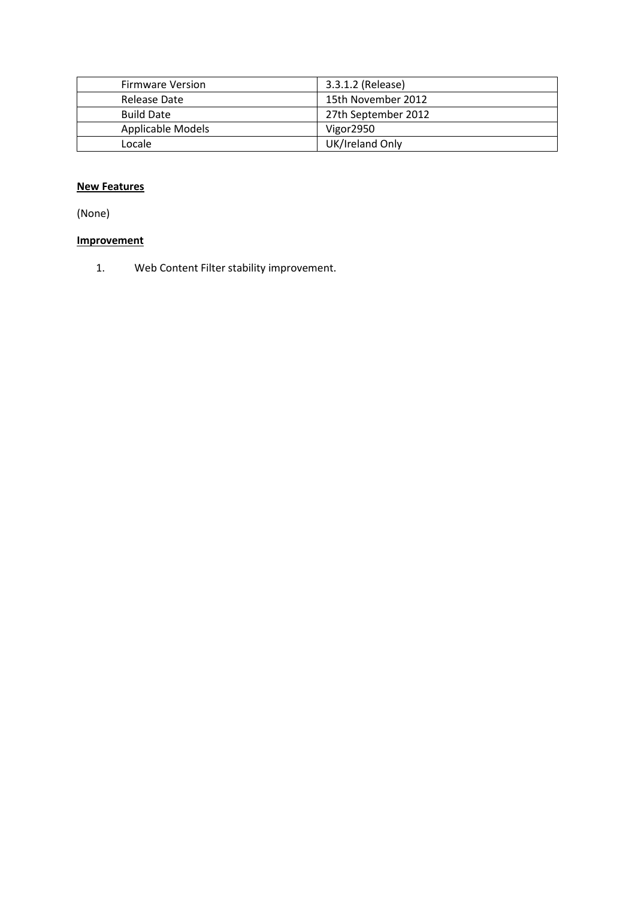| Firmware Version | 3.3.1.2 (Release) |
|---|---|
| Release Date | 15th November 2012 |
| Build Date | 27th September 2012 |
| Applicable Models | Vigor2950 |
| Locale | UK/Ireland Only |

**New Features**

(None)

**Improvement**

1. Web Content Filter stability improvement.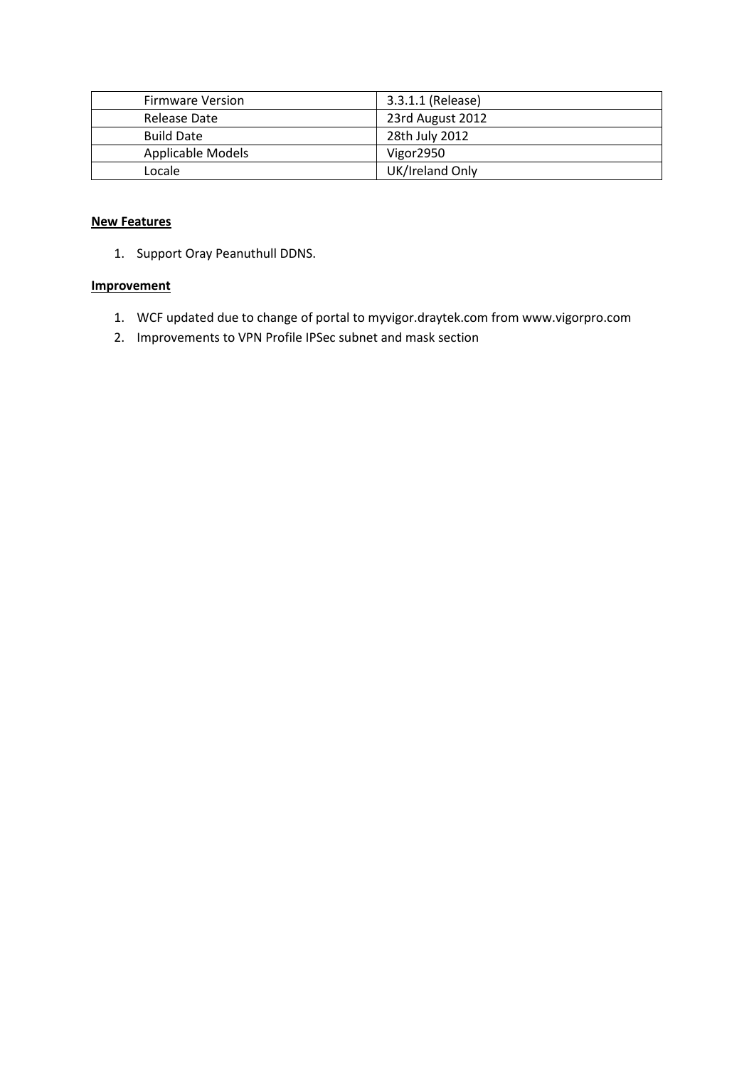| Firmware Version | 3.3.1.1 (Release) |
| --- | --- |
| Release Date | 23rd August 2012 |
| Build Date | 28th July 2012 |
| Applicable Models | Vigor2950 |
| Locale | UK/Ireland Only |

**New Features**

1. Support Oray Peanuthull DDNS.

**Improvement**

1. WCF updated due to change of portal to myvigor.draytek.com from www.vigorpro.com
2. Improvements to VPN Profile IPSec subnet and mask section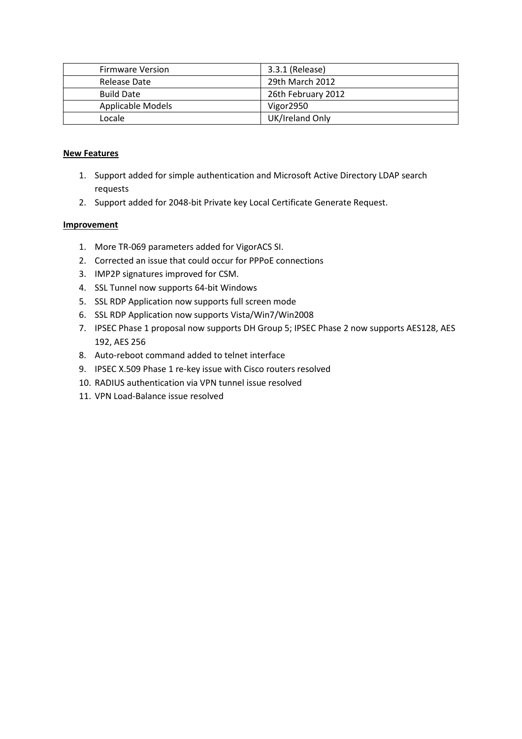| Firmware Version | 3.3.1 (Release) |
|---|---|
| Release Date | 29th March 2012 |
| Build Date | 26th February 2012 |
| Applicable Models | Vigor2950 |
| Locale | UK/Ireland Only |

**New Features**

1. Support added for simple authentication and Microsoft Active Directory LDAP search requests
2. Support added for 2048-bit Private key Local Certificate Generate Request.

**Improvement**

1. More TR-069 parameters added for VigorACS SI.
2. Corrected an issue that could occur for PPPoE connections
3. IMP2P signatures improved for CSM.
4. SSL Tunnel now supports 64-bit Windows
5. SSL RDP Application now supports full screen mode
6. SSL RDP Application now supports Vista/Win7/Win2008
7. IPSEC Phase 1 proposal now supports DH Group 5; IPSEC Phase 2 now supports AES128, AES 192, AES 256
8. Auto-reboot command added to telnet interface
9. IPSEC X.509 Phase 1 re-key issue with Cisco routers resolved
10. RADIUS authentication via VPN tunnel issue resolved
11. VPN Load-Balance issue resolved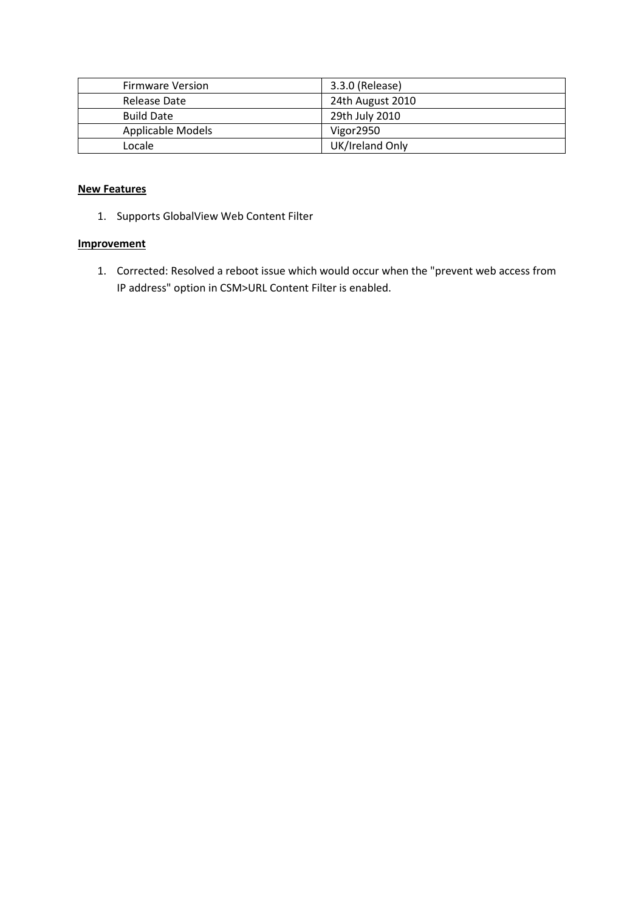| Firmware Version | 3.3.0 (Release) |
| --- | --- |
| Release Date | 24th August 2010 |
| Build Date | 29th July 2010 |
| Applicable Models | Vigor2950 |
| Locale | UK/Ireland Only |

**New Features**

1. Supports GlobalView Web Content Filter

**Improvement**

1. Corrected: Resolved a reboot issue which would occur when the "prevent web access from IP address" option in CSM>URL Content Filter is enabled.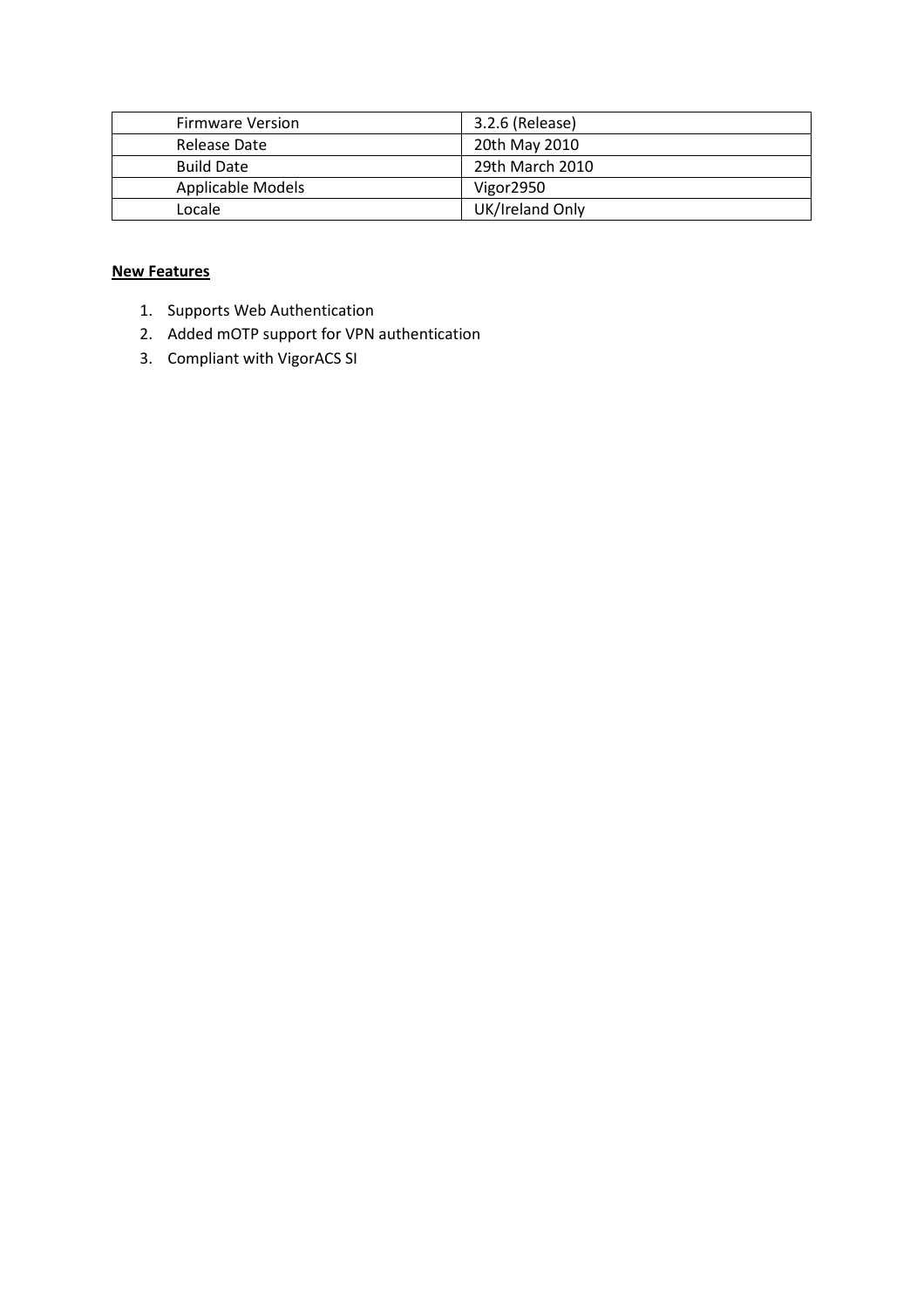| Firmware Version | 3.2.6 (Release) |
|---|---|
| Release Date | 20th May 2010 |
| Build Date | 29th March 2010 |
| Applicable Models | Vigor2950 |
| Locale | UK/Ireland Only |

**New Features**

1. Supports Web Authentication
2. Added mOTP support for VPN authentication
3. Compliant with VigorACS SI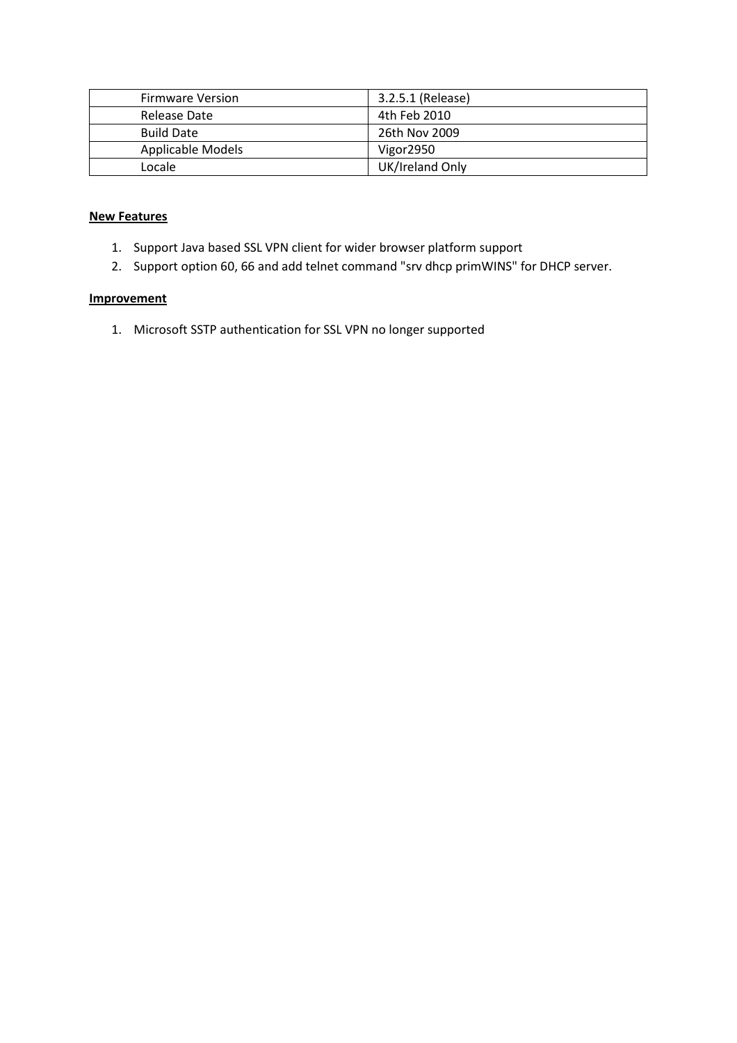| Firmware Version | 3.2.5.1 (Release) |
| --- | --- |
| Release Date | 4th Feb 2010 |
| Build Date | 26th Nov 2009 |
| Applicable Models | Vigor2950 |
| Locale | UK/Ireland Only |

**New Features**

1. Support Java based SSL VPN client for wider browser platform support
2. Support option 60, 66 and add telnet command "srv dhcp primWINS" for DHCP server.

**Improvement**

1. Microsoft SSTP authentication for SSL VPN no longer supported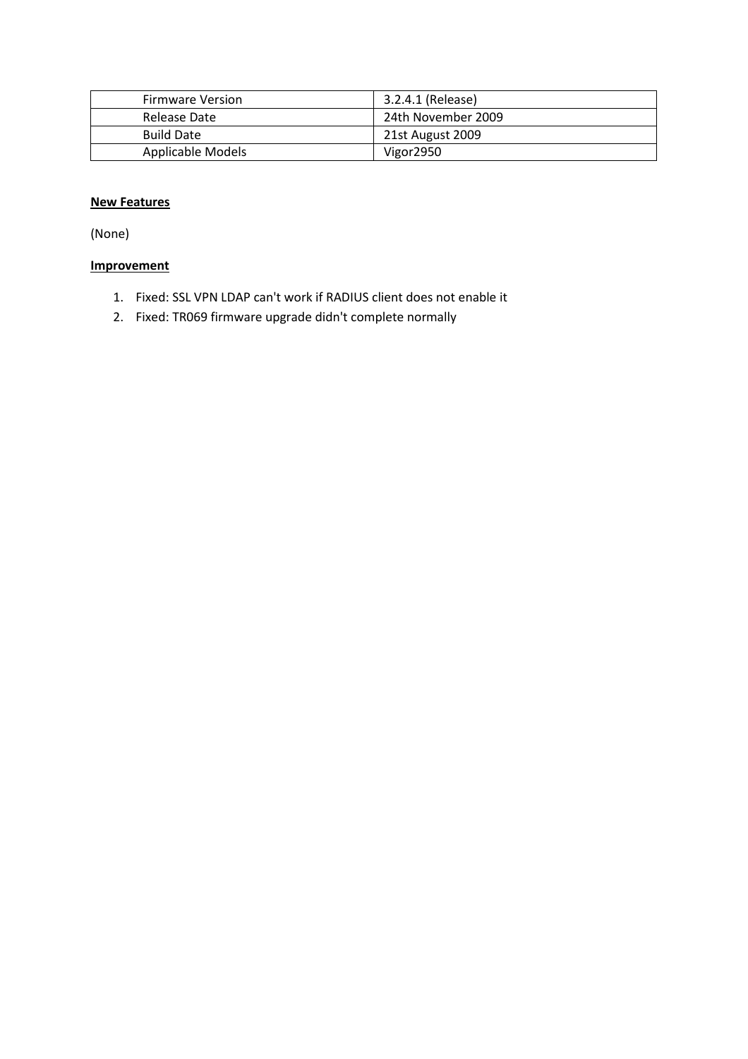| Firmware Version | 3.2.4.1 (Release) |
|---|---|
| Release Date | 24th November 2009 |
| Build Date | 21st August 2009 |
| Applicable Models | Vigor2950 |

**New Features**

(None)

**Improvement**

1. Fixed: SSL VPN LDAP can't work if RADIUS client does not enable it
2. Fixed: TR069 firmware upgrade didn't complete normally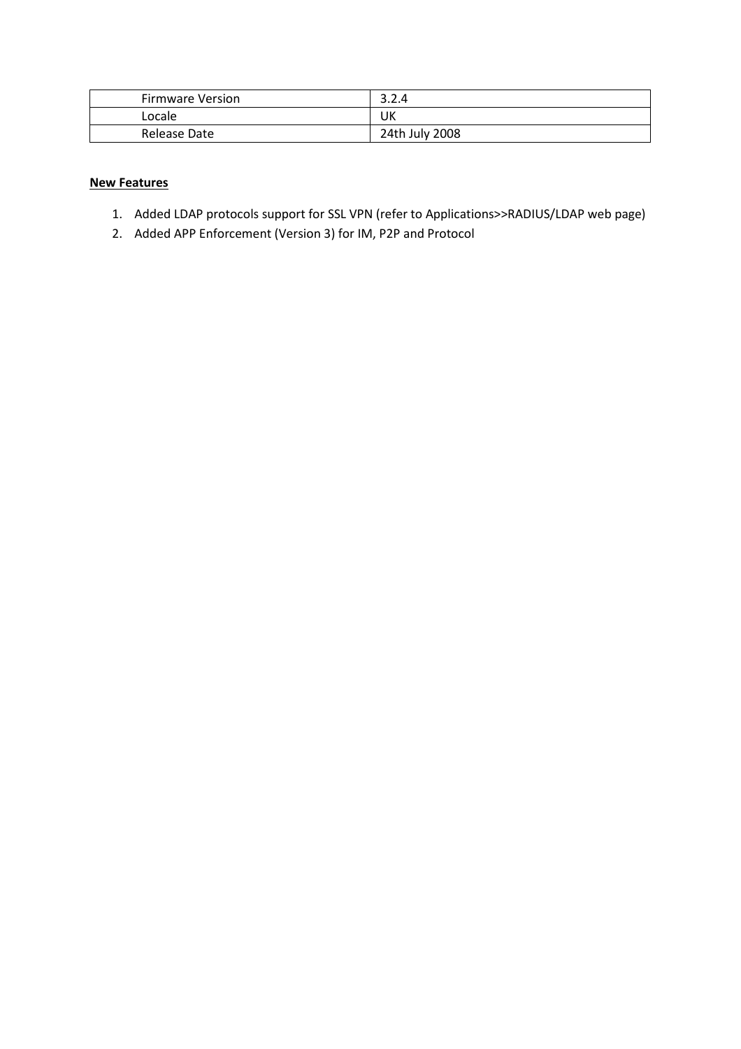| Firmware Version | 3.2.4 |
| --- | --- |
| Locale | UK |
| Release Date | 24th July 2008 |

**New Features**

1. Added LDAP protocols support for SSL VPN (refer to Applications>>RADIUS/LDAP web page)
2. Added APP Enforcement (Version 3) for IM, P2P and Protocol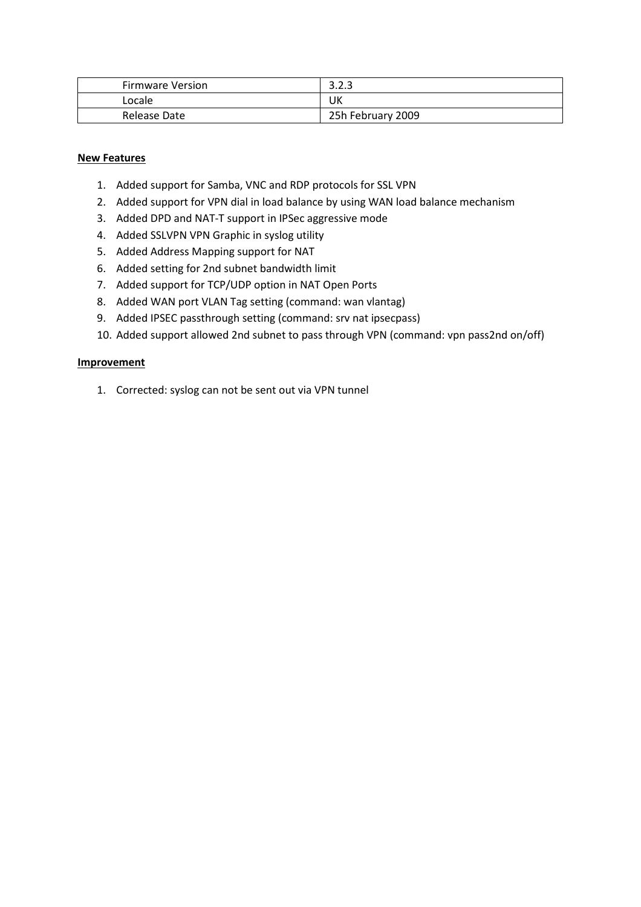| Firmware Version | 3.2.3 |
| --- | --- |
| Locale | UK |
| Release Date | 25h February 2009 |

**New Features**

1. Added support for Samba, VNC and RDP protocols for SSL VPN
2. Added support for VPN dial in load balance by using WAN load balance mechanism
3. Added DPD and NAT-T support in IPSec aggressive mode
4. Added SSLVPN VPN Graphic in syslog utility
5. Added Address Mapping support for NAT
6. Added setting for 2nd subnet bandwidth limit
7. Added support for TCP/UDP option in NAT Open Ports
8. Added WAN port VLAN Tag setting (command: wan vlantag)
9. Added IPSEC passthrough setting (command: srv nat ipsecpass)
10. Added support allowed 2nd subnet to pass through VPN (command: vpn pass2nd on/off)

**Improvement**

1. Corrected: syslog can not be sent out via VPN tunnel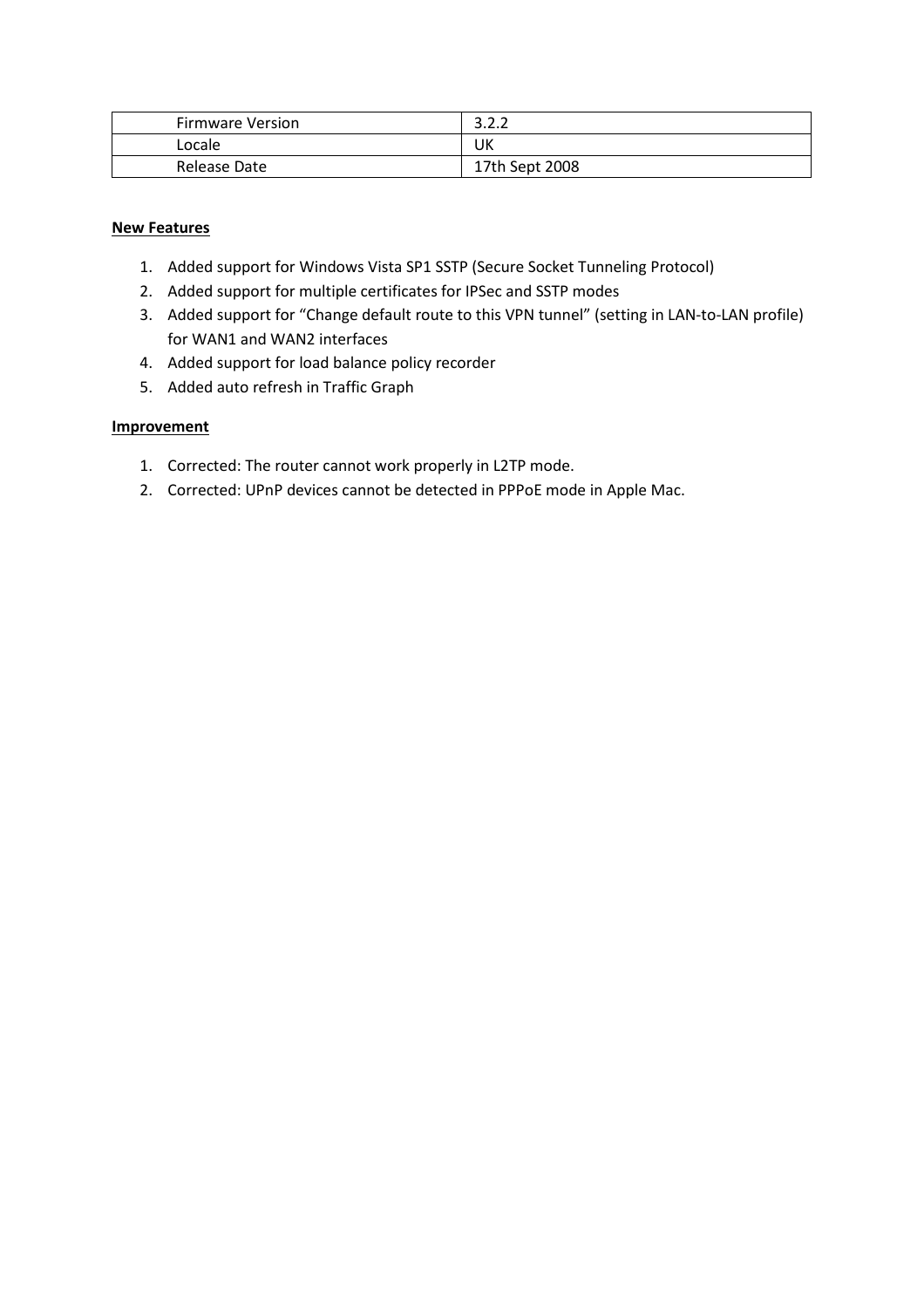| Firmware Version | 3.2.2 |
| --- | --- |
| Locale | UK |
| Release Date | 17th Sept 2008 |

**New Features**

1. Added support for Windows Vista SP1 SSTP (Secure Socket Tunneling Protocol)
2. Added support for multiple certificates for IPSec and SSTP modes
3. Added support for "Change default route to this VPN tunnel" (setting in LAN-to-LAN profile) for WAN1 and WAN2 interfaces
4. Added support for load balance policy recorder
5. Added auto refresh in Traffic Graph

**Improvement**

1. Corrected: The router cannot work properly in L2TP mode.
2. Corrected: UPnP devices cannot be detected in PPPoE mode in Apple Mac.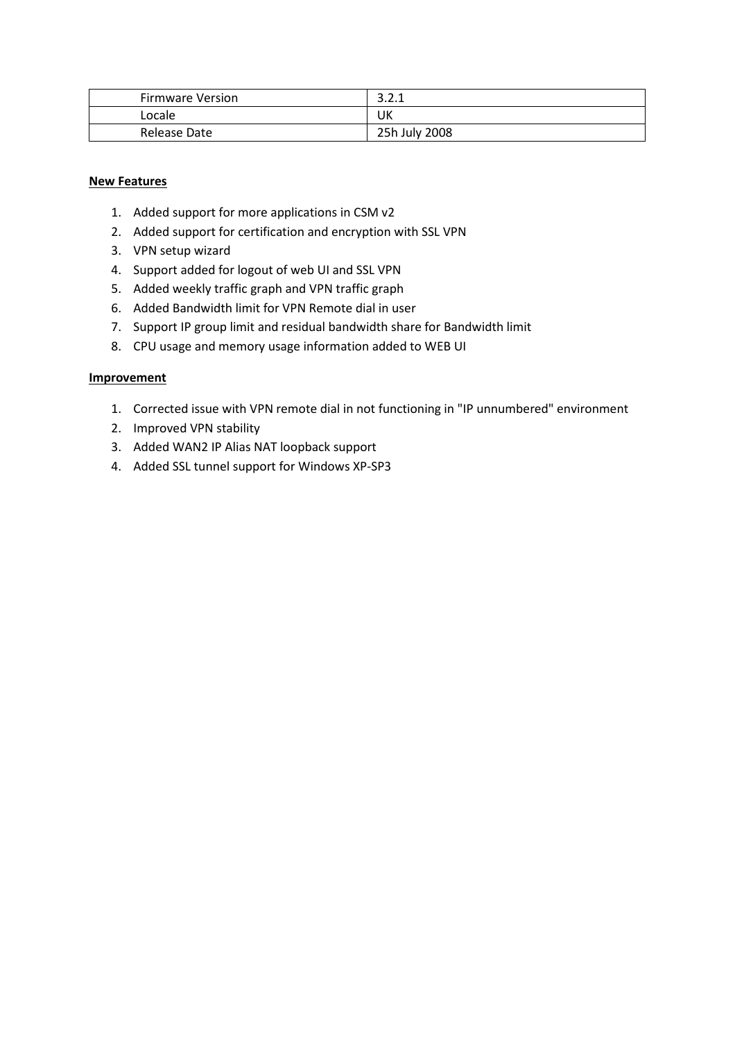| Firmware Version | 3.2.1 |
|---|---|
| Locale | UK |
| Release Date | 25h July 2008 |

**New Features**

1. Added support for more applications in CSM v2
2. Added support for certification and encryption with SSL VPN
3. VPN setup wizard
4. Support added for logout of web UI and SSL VPN
5. Added weekly traffic graph and VPN traffic graph
6. Added Bandwidth limit for VPN Remote dial in user
7. Support IP group limit and residual bandwidth share for Bandwidth limit
8. CPU usage and memory usage information added to WEB UI

**Improvement**

1. Corrected issue with VPN remote dial in not functioning in "IP unnumbered" environment
2. Improved VPN stability
3. Added WAN2 IP Alias NAT loopback support
4. Added SSL tunnel support for Windows XP-SP3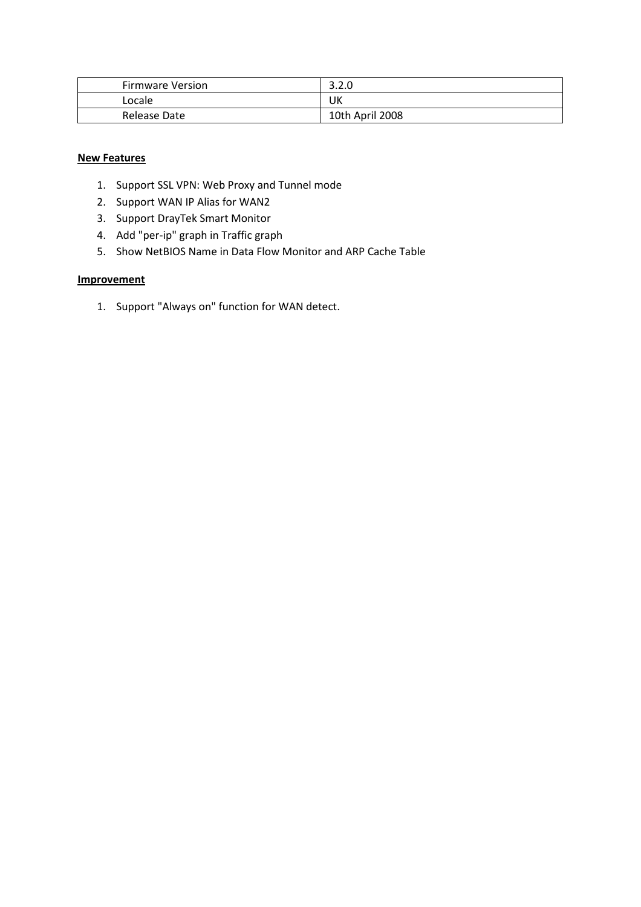| Firmware Version | 3.2.0 |
|---|---|
| Locale | UK |
| Release Date | 10th April 2008 |

**New Features**

1. Support SSL VPN: Web Proxy and Tunnel mode
2. Support WAN IP Alias for WAN2
3. Support DrayTek Smart Monitor
4. Add "per-ip" graph in Traffic graph
5. Show NetBIOS Name in Data Flow Monitor and ARP Cache Table

**Improvement**

1. Support "Always on" function for WAN detect.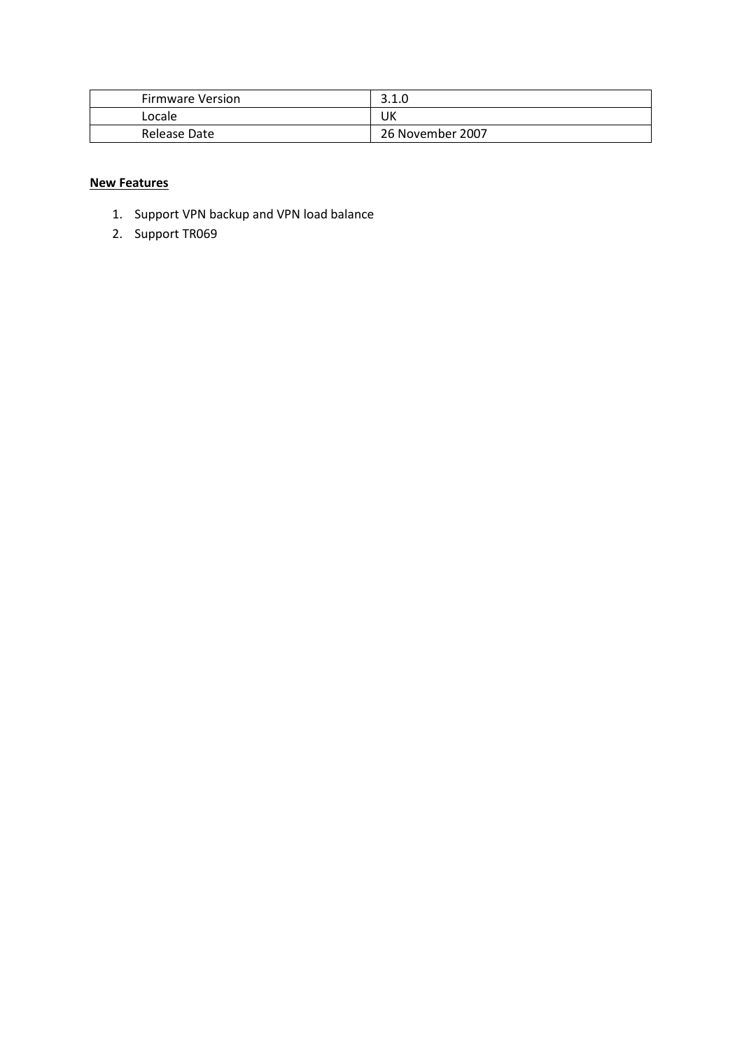| Firmware Version | 3.1.0 |
|---|---|
| Locale | UK |
| Release Date | 26 November 2007 |

**New Features**

1. Support VPN backup and VPN load balance
2. Support TR069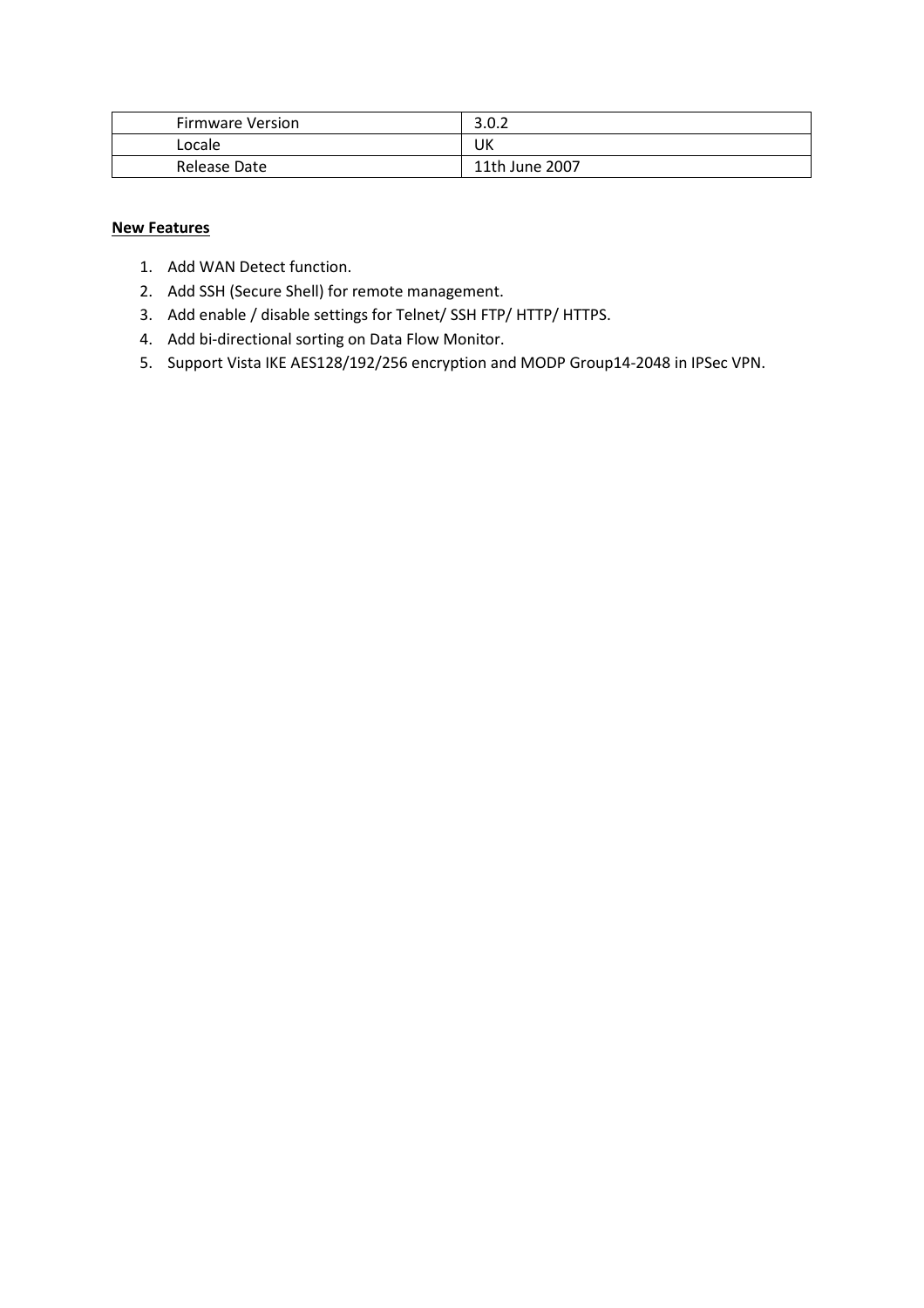| Firmware Version | 3.0.2 |
| --- | --- |
| Locale | UK |
| Release Date | 11th June 2007 |

**New Features**

1. Add WAN Detect function.
2. Add SSH (Secure Shell) for remote management.
3. Add enable / disable settings for Telnet/ SSH FTP/ HTTP/ HTTPS.
4. Add bi-directional sorting on Data Flow Monitor.
5. Support Vista IKE AES128/192/256 encryption and MODP Group14-2048 in IPSec VPN.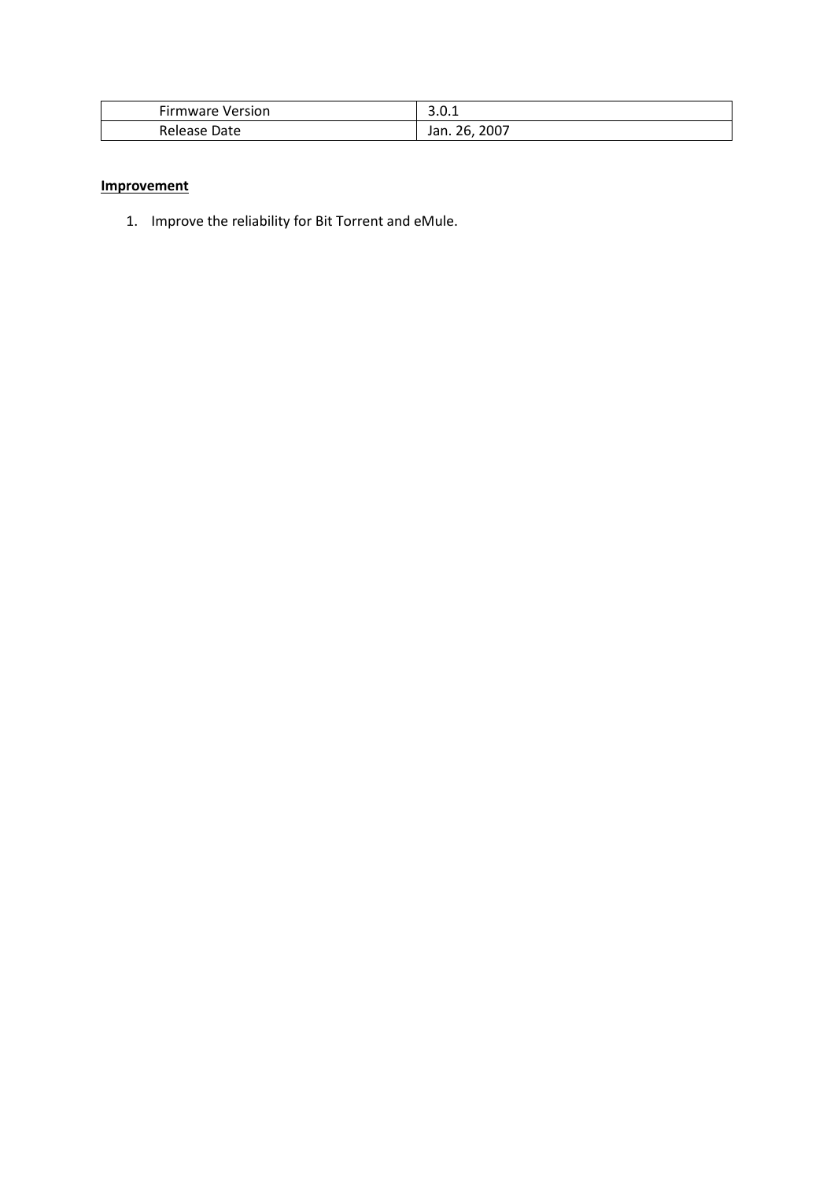| Firmware Version | 3.0.1 |
| --- | --- |
| Release Date | Jan. 26, 2007 |

**Improvement**

1. Improve the reliability for Bit Torrent and eMule.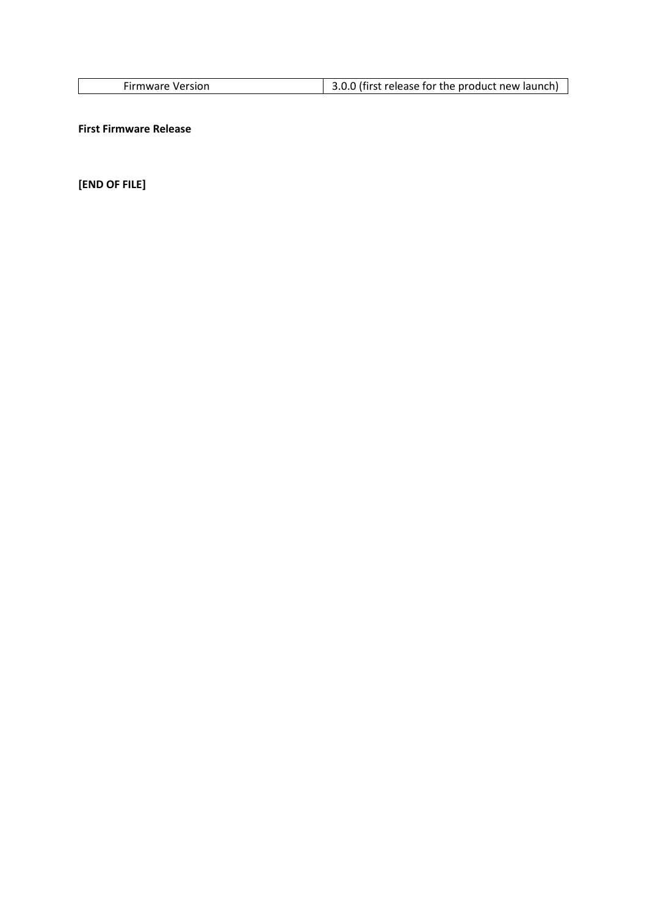| | |
|---|---|
| Firmware Version | 3.0.0 (first release for the product new launch) |

**First Firmware Release**

**[END OF FILE]**